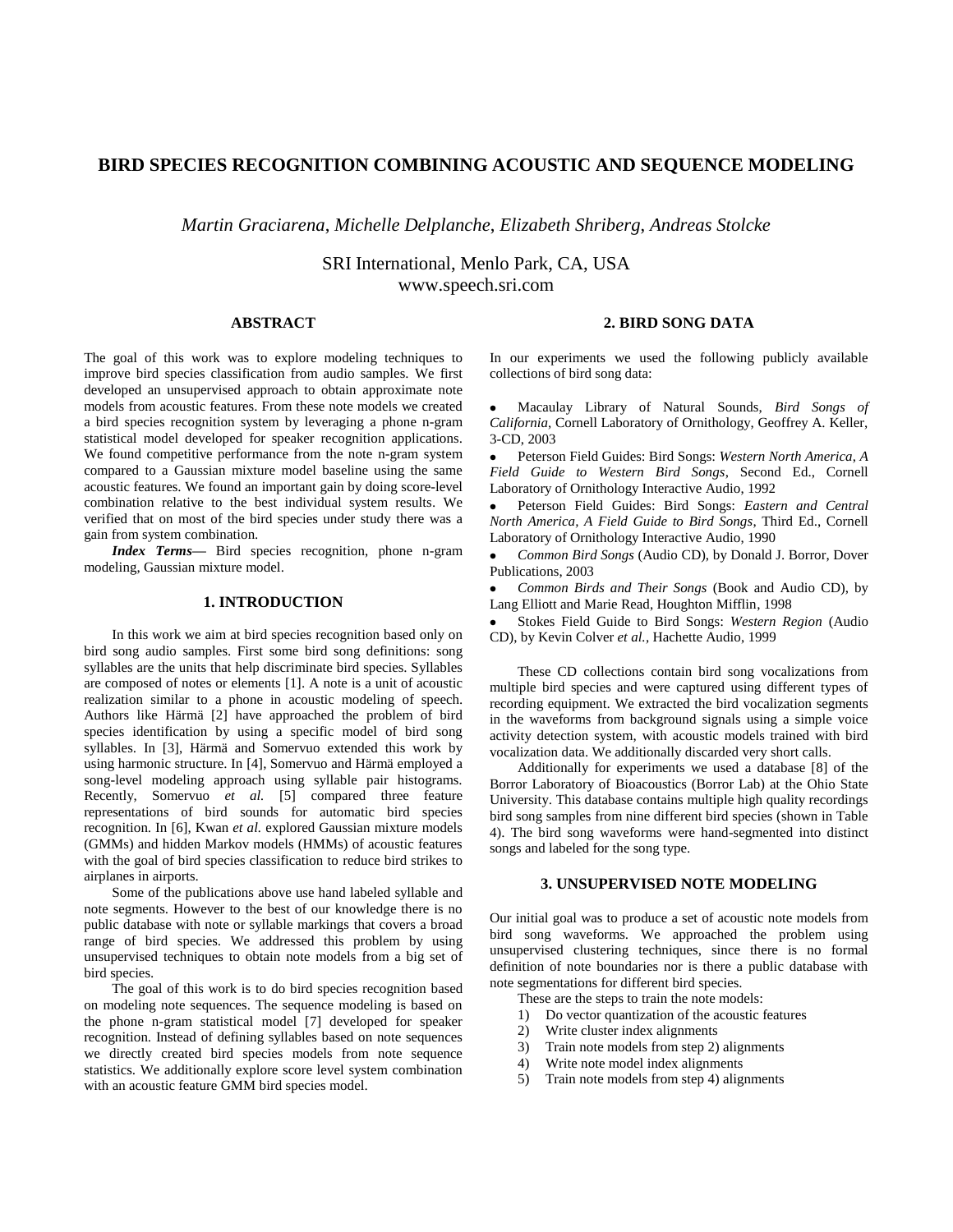# BIRD SPECIES RECOGNITION COMBINING ACOUSTIC AND SEQUENCE MODELING

*Martin Graciarena, Michelle Delplanche, Elizabeth Shriberg, Andreas Stolcke*

SRI International, Menlo Park, CA, USA
www.speech.sri.com

## ABSTRACT

The goal of this work was to explore modeling techniques to improve bird species classification from audio samples. We first developed an unsupervised approach to obtain approximate note models from acoustic features. From these note models we created a bird species recognition system by leveraging a phone n-gram statistical model developed for speaker recognition applications. We found competitive performance from the note n-gram system compared to a Gaussian mixture model baseline using the same acoustic features. We found an important gain by doing score-level combination relative to the best individual system results. We verified that on most of the bird species under study there was a gain from system combination.

***Index Terms*—** Bird species recognition, phone n-gram modeling, Gaussian mixture model.

## 1. INTRODUCTION

In this work we aim at bird species recognition based only on bird song audio samples. First some bird song definitions: song syllables are the units that help discriminate bird species. Syllables are composed of notes or elements [1]. A note is a unit of acoustic realization similar to a phone in acoustic modeling of speech. Authors like Härmä [2] have approached the problem of bird species identification by using a specific model of bird song syllables. In [3], Härmä and Somervuo extended this work by using harmonic structure. In [4], Somervuo and Härmä employed a song-level modeling approach using syllable pair histograms. Recently, Somervuo *et al.* [5] compared three feature representations of bird sounds for automatic bird species recognition. In [6], Kwan *et al.* explored Gaussian mixture models (GMMs) and hidden Markov models (HMMs) of acoustic features with the goal of bird species classification to reduce bird strikes to airplanes in airports.

Some of the publications above use hand labeled syllable and note segments. However to the best of our knowledge there is no public database with note or syllable markings that covers a broad range of bird species. We addressed this problem by using unsupervised techniques to obtain note models from a big set of bird species.

The goal of this work is to do bird species recognition based on modeling note sequences. The sequence modeling is based on the phone n-gram statistical model [7] developed for speaker recognition. Instead of defining syllables based on note sequences we directly created bird species models from note sequence statistics. We additionally explore score level system combination with an acoustic feature GMM bird species model.

## 2. BIRD SONG DATA

In our experiments we used the following publicly available collections of bird song data:

- Macaulay Library of Natural Sounds, *Bird Songs of California*, Cornell Laboratory of Ornithology, Geoffrey A. Keller, 3-CD, 2003
- Peterson Field Guides: Bird Songs: *Western North America, A Field Guide to Western Bird Songs*, Second Ed., Cornell Laboratory of Ornithology Interactive Audio, 1992
- Peterson Field Guides: Bird Songs: *Eastern and Central North America, A Field Guide to Bird Songs*, Third Ed., Cornell Laboratory of Ornithology Interactive Audio, 1990
- *Common Bird Songs* (Audio CD), by Donald J. Borror, Dover Publications, 2003
- *Common Birds and Their Songs* (Book and Audio CD), by Lang Elliott and Marie Read, Houghton Mifflin, 1998
- Stokes Field Guide to Bird Songs: *Western Region* (Audio CD), by Kevin Colver *et al.*, Hachette Audio, 1999

These CD collections contain bird song vocalizations from multiple bird species and were captured using different types of recording equipment. We extracted the bird vocalization segments in the waveforms from background signals using a simple voice activity detection system, with acoustic models trained with bird vocalization data. We additionally discarded very short calls.

Additionally for experiments we used a database [8] of the Borror Laboratory of Bioacoustics (Borror Lab) at the Ohio State University. This database contains multiple high quality recordings bird song samples from nine different bird species (shown in Table 4). The bird song waveforms were hand-segmented into distinct songs and labeled for the song type.

## 3. UNSUPERVISED NOTE MODELING

Our initial goal was to produce a set of acoustic note models from bird song waveforms. We approached the problem using unsupervised clustering techniques, since there is no formal definition of note boundaries nor is there a public database with note segmentations for different bird species.

These are the steps to train the note models:

1) Do vector quantization of the acoustic features
2) Write cluster index alignments
3) Train note models from step 2) alignments
4) Write note model index alignments
5) Train note models from step 4) alignments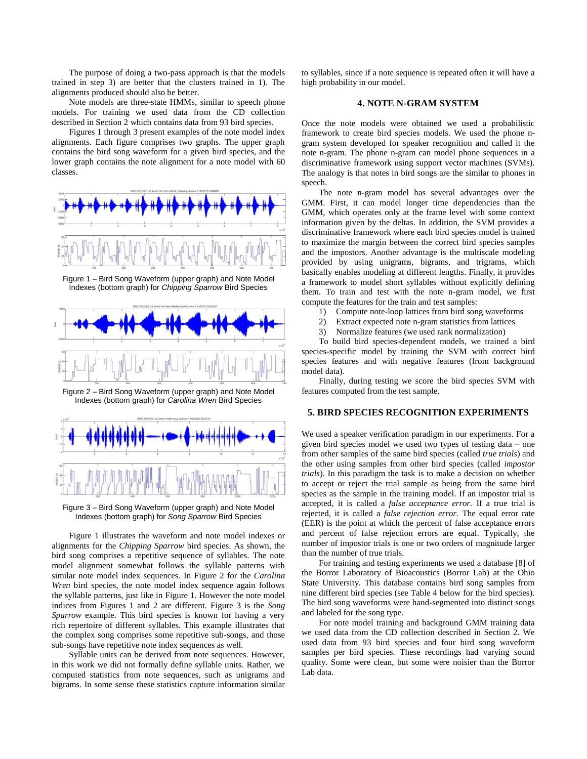The purpose of doing a two-pass approach is that the models trained in step 3) are better that the clusters trained in 1). The alignments produced should also be better.

Note models are three-state HMMs, similar to speech phone models. For training we used data from the CD collection described in Section 2 which contains data from 93 bird species.

Figures 1 through 3 present examples of the note model index alignments. Each figure comprises two graphs. The upper graph contains the bird song waveform for a given bird species, and the lower graph contains the note alignment for a note model with 60 classes.

Figure 1 – Bird Song Waveform (upper graph) and Note Model Indexes (bottom graph) for *Chipping Sparrow* Bird Species

Figure 2 – Bird Song Waveform (upper graph) and Note Model Indexes (bottom graph) for *Carolina Wren* Bird Species

Figure 3 – Bird Song Waveform (upper graph) and Note Model Indexes (bottom graph) for *Song Sparrow* Bird Species

Figure 1 illustrates the waveform and note model indexes or alignments for the *Chipping Sparrow* bird species. As shown, the bird song comprises a repetitive sequence of syllables. The note model alignment somewhat follows the syllable patterns with similar note model index sequences. In Figure 2 for the *Carolina Wren* bird species, the note model index sequence again follows the syllable patterns, just like in Figure 1. However the note model indices from Figures 1 and 2 are different. Figure 3 is the *Song Sparrow* example. This bird species is known for having a very rich repertoire of different syllables. This example illustrates that the complex song comprises some repetitive sub-songs, and those sub-songs have repetitive note index sequences as well.

Syllable units can be derived from note sequences. However, in this work we did not formally define syllable units. Rather, we computed statistics from note sequences, such as unigrams and bigrams. In some sense these statistics capture information similar to syllables, since if a note sequence is repeated often it will have a high probability in our model.

## 4. NOTE N-GRAM SYSTEM

Once the note models were obtained we used a probabilistic framework to create bird species models. We used the phone n-gram system developed for speaker recognition and called it the note n-gram. The phone n-gram can model phone sequences in a discriminative framework using support vector machines (SVMs). The analogy is that notes in bird songs are the similar to phones in speech.

The note n-gram model has several advantages over the GMM. First, it can model longer time dependencies than the GMM, which operates only at the frame level with some context information given by the deltas. In addition, the SVM provides a discriminative framework where each bird species model is trained to maximize the margin between the correct bird species samples and the impostors. Another advantage is the multiscale modeling provided by using unigrams, bigrams, and trigrams, which basically enables modeling at different lengths. Finally, it provides a framework to model short syllables without explicitly defining them. To train and test with the note n-gram model, we first compute the features for the train and test samples:

1) Compute note-loop lattices from bird song waveforms
2) Extract expected note n-gram statistics from lattices
3) Normalize features (we used rank normalization)

To build bird species-dependent models, we trained a bird species-specific model by training the SVM with correct bird species features and with negative features (from background model data).

Finally, during testing we score the bird species SVM with features computed from the test sample.

## 5. BIRD SPECIES RECOGNITION EXPERIMENTS

We used a speaker verification paradigm in our experiments. For a given bird species model we used two types of testing data – one from other samples of the same bird species (called *true trials*) and the other using samples from other bird species (called *impostor trials*). In this paradigm the task is to make a decision on whether to accept or reject the trial sample as being from the same bird species as the sample in the training model. If an impostor trial is accepted, it is called a *false acceptance error*. If a true trial is rejected, it is called a *false rejection error*. The equal error rate (EER) is the point at which the percent of false acceptance errors and percent of false rejection errors are equal. Typically, the number of impostor trials is one or two orders of magnitude larger than the number of true trials.

For training and testing experiments we used a database [8] of the Borror Laboratory of Bioacoustics (Borror Lab) at the Ohio State University. This database contains bird song samples from nine different bird species (see Table 4 below for the bird species). The bird song waveforms were hand-segmented into distinct songs and labeled for the song type.

For note model training and background GMM training data we used data from the CD collection described in Section 2. We used data from 93 bird species and four bird song waveform samples per bird species. These recordings had varying sound quality. Some were clean, but some were noisier than the Borror Lab data.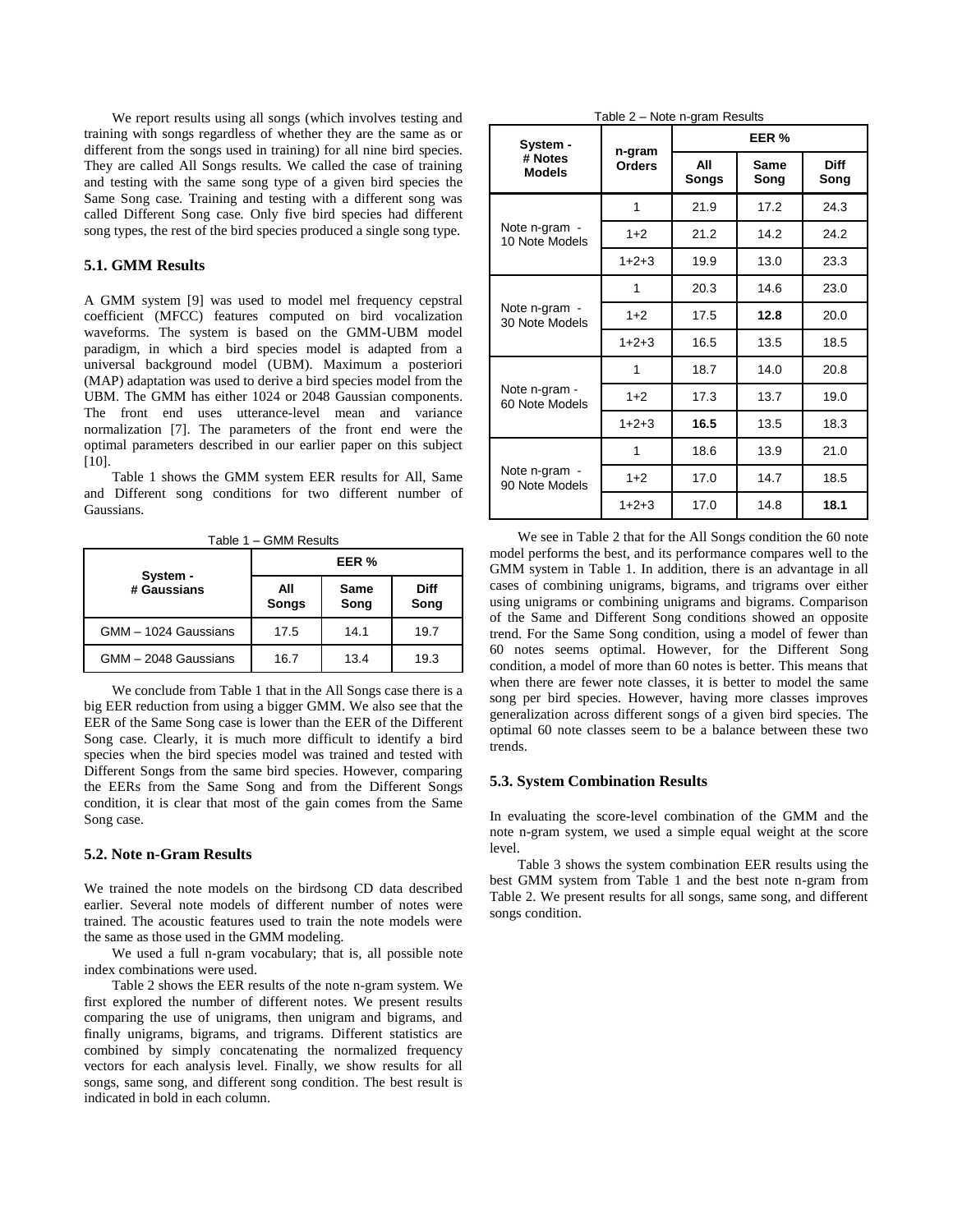We report results using all songs (which involves testing and training with songs regardless of whether they are the same as or different from the songs used in training) for all nine bird species. They are called All Songs results. We called the case of training and testing with the same song type of a given bird species the Same Song case. Training and testing with a different song was called Different Song case. Only five bird species had different song types, the rest of the bird species produced a single song type.

### 5.1. GMM Results

A GMM system [9] was used to model mel frequency cepstral coefficient (MFCC) features computed on bird vocalization waveforms. The system is based on the GMM-UBM model paradigm, in which a bird species model is adapted from a universal background model (UBM). Maximum a posteriori (MAP) adaptation was used to derive a bird species model from the UBM. The GMM has either 1024 or 2048 Gaussian components. The front end uses utterance-level mean and variance normalization [7]. The parameters of the front end were the optimal parameters described in our earlier paper on this subject [10].

Table 1 shows the GMM system EER results for All, Same and Different song conditions for two different number of Gaussians.

Table 1 – GMM Results

| System - # Gaussians | EER % | | |
|---|---|---|---|
| | **All Songs** | **Same Song** | **Diff Song** |
| GMM – 1024 Gaussians | 17.5 | 14.1 | 19.7 |
| GMM – 2048 Gaussians | 16.7 | 13.4 | 19.3 |

We conclude from Table 1 that in the All Songs case there is a big EER reduction from using a bigger GMM. We also see that the EER of the Same Song case is lower than the EER of the Different Song case. Clearly, it is much more difficult to identify a bird species when the bird species model was trained and tested with Different Songs from the same bird species. However, comparing the EERs from the Same Song and from the Different Songs condition, it is clear that most of the gain comes from the Same Song case.

### 5.2. Note n-Gram Results

We trained the note models on the birdsong CD data described earlier. Several note models of different number of notes were trained. The acoustic features used to train the note models were the same as those used in the GMM modeling.

We used a full n-gram vocabulary; that is, all possible note index combinations were used.

Table 2 shows the EER results of the note n-gram system. We first explored the number of different notes. We present results comparing the use of unigrams, then unigram and bigrams, and finally unigrams, bigrams, and trigrams. Different statistics are combined by simply concatenating the normalized frequency vectors for each analysis level. Finally, we show results for all songs, same song, and different song condition. The best result is indicated in bold in each column.

Table 2 – Note n-gram Results

| System - # Notes Models | n-gram Orders | EER % | | |
|---|---|---|---|---|
| | | **All Songs** | **Same Song** | **Diff Song** |
| Note n-gram - 10 Note Models | 1 | 21.9 | 17.2 | 24.3 |
| | 1+2 | 21.2 | 14.2 | 24.2 |
| | 1+2+3 | 19.9 | 13.0 | 23.3 |
| Note n-gram - 30 Note Models | 1 | 20.3 | 14.6 | 23.0 |
| | 1+2 | 17.5 | **12.8** | 20.0 |
| | 1+2+3 | 16.5 | 13.5 | 18.5 |
| Note n-gram - 60 Note Models | 1 | 18.7 | 14.0 | 20.8 |
| | 1+2 | 17.3 | 13.7 | 19.0 |
| | 1+2+3 | **16.5** | 13.5 | 18.3 |
| Note n-gram - 90 Note Models | 1 | 18.6 | 13.9 | 21.0 |
| | 1+2 | 17.0 | 14.7 | 18.5 |
| | 1+2+3 | 17.0 | 14.8 | **18.1** |

We see in Table 2 that for the All Songs condition the 60 note model performs the best, and its performance compares well to the GMM system in Table 1. In addition, there is an advantage in all cases of combining unigrams, bigrams, and trigrams over either using unigrams or combining unigrams and bigrams. Comparison of the Same and Different Song conditions showed an opposite trend. For the Same Song condition, using a model of fewer than 60 notes seems optimal. However, for the Different Song condition, a model of more than 60 notes is better. This means that when there are fewer note classes, it is better to model the same song per bird species. However, having more classes improves generalization across different songs of a given bird species. The optimal 60 note classes seem to be a balance between these two trends.

### 5.3. System Combination Results

In evaluating the score-level combination of the GMM and the note n-gram system, we used a simple equal weight at the score level.

Table 3 shows the system combination EER results using the best GMM system from Table 1 and the best note n-gram from Table 2. We present results for all songs, same song, and different songs condition.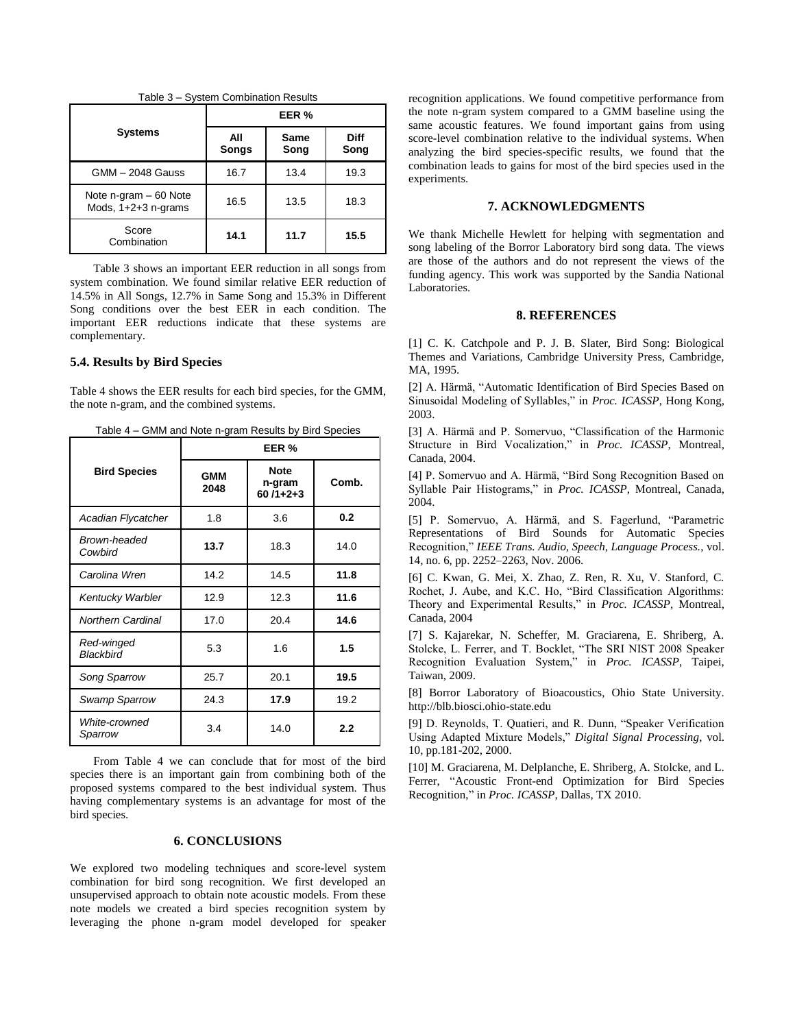Table 3 – System Combination Results

| Systems | EER % | | |
|---|---|---|---|
| | **All Songs** | **Same Song** | **Diff Song** |
| GMM – 2048 Gauss | 16.7 | 13.4 | 19.3 |
| Note n-gram – 60 Note Mods, 1+2+3 n-grams | 16.5 | 13.5 | 18.3 |
| Score Combination | **14.1** | **11.7** | **15.5** |

Table 3 shows an important EER reduction in all songs from system combination. We found similar relative EER reduction of 14.5% in All Songs, 12.7% in Same Song and 15.3% in Different Song conditions over the best EER in each condition. The important EER reductions indicate that these systems are complementary.

### 5.4. Results by Bird Species

Table 4 shows the EER results for each bird species, for the GMM, the note n-gram, and the combined systems.

Table 4 – GMM and Note n-gram Results by Bird Species

| Bird Species | EER % | | |
|---|---|---|---|
| | **GMM 2048** | **Note n-gram 60 /1+2+3** | **Comb.** |
| *Acadian Flycatcher* | 1.8 | 3.6 | **0.2** |
| *Brown-headed Cowbird* | **13.7** | 18.3 | 14.0 |
| *Carolina Wren* | 14.2 | 14.5 | **11.8** |
| *Kentucky Warbler* | 12.9 | 12.3 | **11.6** |
| *Northern Cardinal* | 17.0 | 20.4 | **14.6** |
| *Red-winged Blackbird* | 5.3 | 1.6 | **1.5** |
| *Song Sparrow* | 25.7 | 20.1 | **19.5** |
| *Swamp Sparrow* | 24.3 | **17.9** | 19.2 |
| *White-crowned Sparrow* | 3.4 | 14.0 | **2.2** |

From Table 4 we can conclude that for most of the bird species there is an important gain from combining both of the proposed systems compared to the best individual system. Thus having complementary systems is an advantage for most of the bird species.

## 6. CONCLUSIONS

We explored two modeling techniques and score-level system combination for bird song recognition. We first developed an unsupervised approach to obtain note acoustic models. From these note models we created a bird species recognition system by leveraging the phone n-gram model developed for speaker recognition applications. We found competitive performance from the note n-gram system compared to a GMM baseline using the same acoustic features. We found important gains from using score-level combination relative to the individual systems. When analyzing the bird species-specific results, we found that the combination leads to gains for most of the bird species used in the experiments.

## 7. ACKNOWLEDGMENTS

We thank Michelle Hewlett for helping with segmentation and song labeling of the Borror Laboratory bird song data. The views are those of the authors and do not represent the views of the funding agency. This work was supported by the Sandia National Laboratories.

## 8. REFERENCES

[1] C. K. Catchpole and P. J. B. Slater, Bird Song: Biological Themes and Variations, Cambridge University Press, Cambridge, MA, 1995.

[2] A. Härmä, "Automatic Identification of Bird Species Based on Sinusoidal Modeling of Syllables," in *Proc. ICASSP*, Hong Kong, 2003.

[3] A. Härmä and P. Somervuo, "Classification of the Harmonic Structure in Bird Vocalization," in *Proc. ICASSP*, Montreal, Canada, 2004.

[4] P. Somervuo and A. Härmä, "Bird Song Recognition Based on Syllable Pair Histograms," in *Proc. ICASSP*, Montreal, Canada, 2004.

[5] P. Somervuo, A. Härmä, and S. Fagerlund, "Parametric Representations of Bird Sounds for Automatic Species Recognition," *IEEE Trans. Audio, Speech, Language Process.*, vol. 14, no. 6, pp. 2252–2263, Nov. 2006.

[6] C. Kwan, G. Mei, X. Zhao, Z. Ren, R. Xu, V. Stanford, C. Rochet, J. Aube, and K.C. Ho, "Bird Classification Algorithms: Theory and Experimental Results," in *Proc. ICASSP*, Montreal, Canada, 2004

[7] S. Kajarekar, N. Scheffer, M. Graciarena, E. Shriberg, A. Stolcke, L. Ferrer, and T. Bocklet, "The SRI NIST 2008 Speaker Recognition Evaluation System," in *Proc. ICASSP*, Taipei, Taiwan, 2009.

[8] Borror Laboratory of Bioacoustics, Ohio State University. http://blb.biosci.ohio-state.edu

[9] D. Reynolds, T. Quatieri, and R. Dunn, "Speaker Verification Using Adapted Mixture Models," *Digital Signal Processing*, vol. 10, pp.181-202, 2000.

[10] M. Graciarena, M. Delplanche, E. Shriberg, A. Stolcke, and L. Ferrer, "Acoustic Front-end Optimization for Bird Species Recognition," in *Proc. ICASSP*, Dallas, TX 2010.